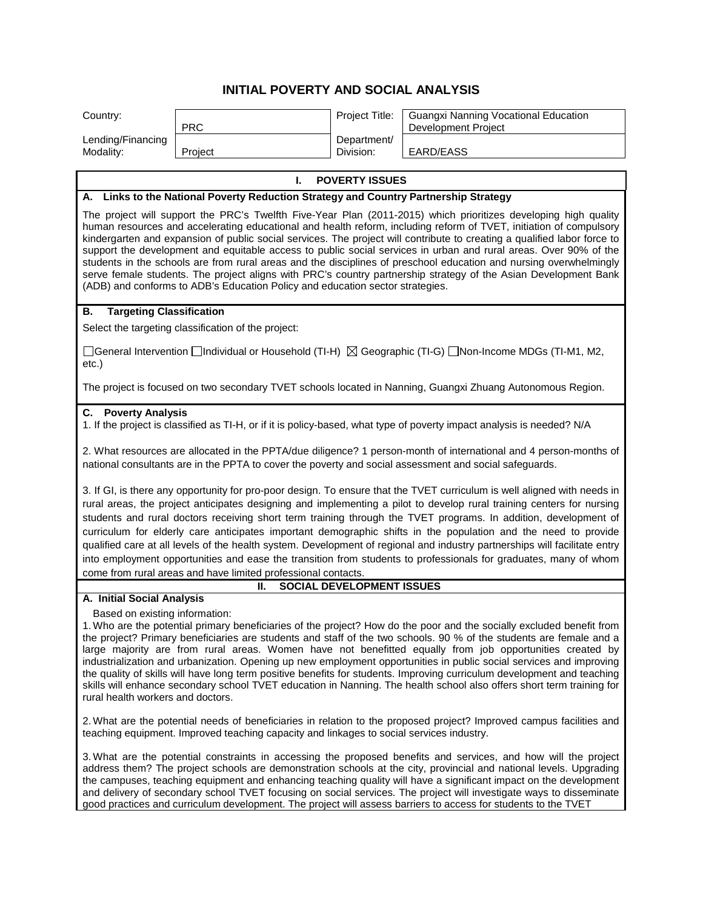# INITIAL POVERTY AND SOCIAL ANALYSIS

| Country: | PRC | Project Title: | Guangxi Nanning Vocational Education Development Project |
|---|---|---|---|
| Lending/Financing Modality: | Project | Department/ Division: | EARD/EASS |

## I. POVERTY ISSUES

### A. Links to the National Poverty Reduction Strategy and Country Partnership Strategy

The project will support the PRC's Twelfth Five-Year Plan (2011-2015) which prioritizes developing high quality human resources and accelerating educational and health reform, including reform of TVET, initiation of compulsory kindergarten and expansion of public social services. The project will contribute to creating a qualified labor force to support the development and equitable access to public social services in urban and rural areas. Over 90% of the students in the schools are from rural areas and the disciplines of preschool education and nursing overwhelmingly serve female students. The project aligns with PRC's country partnership strategy of the Asian Development Bank (ADB) and conforms to ADB's Education Policy and education sector strategies.

### B. Targeting Classification

Select the targeting classification of the project:

☐General Intervention ☐Individual or Household (TI-H) ☒ Geographic (TI-G) ☐Non-Income MDGs (TI-M1, M2, etc.)

The project is focused on two secondary TVET schools located in Nanning, Guangxi Zhuang Autonomous Region.

### C. Poverty Analysis

1. If the project is classified as TI-H, or if it is policy-based, what type of poverty impact analysis is needed? N/A

2. What resources are allocated in the PPTA/due diligence? 1 person-month of international and 4 person-months of national consultants are in the PPTA to cover the poverty and social assessment and social safeguards.

3. If GI, is there any opportunity for pro-poor design. To ensure that the TVET curriculum is well aligned with needs in rural areas, the project anticipates designing and implementing a pilot to develop rural training centers for nursing students and rural doctors receiving short term training through the TVET programs. In addition, development of curriculum for elderly care anticipates important demographic shifts in the population and the need to provide qualified care at all levels of the health system. Development of regional and industry partnerships will facilitate entry into employment opportunities and ease the transition from students to professionals for graduates, many of whom come from rural areas and have limited professional contacts.

## II. SOCIAL DEVELOPMENT ISSUES

### A. Initial Social Analysis

Based on existing information:

1. Who are the potential primary beneficiaries of the project? How do the poor and the socially excluded benefit from the project? Primary beneficiaries are students and staff of the two schools. 90 % of the students are female and a large majority are from rural areas. Women have not benefitted equally from job opportunities created by industrialization and urbanization. Opening up new employment opportunities in public social services and improving the quality of skills will have long term positive benefits for students. Improving curriculum development and teaching skills will enhance secondary school TVET education in Nanning. The health school also offers short term training for rural health workers and doctors.

2. What are the potential needs of beneficiaries in relation to the proposed project? Improved campus facilities and teaching equipment. Improved teaching capacity and linkages to social services industry.

3. What are the potential constraints in accessing the proposed benefits and services, and how will the project address them? The project schools are demonstration schools at the city, provincial and national levels. Upgrading the campuses, teaching equipment and enhancing teaching quality will have a significant impact on the development and delivery of secondary school TVET focusing on social services. The project will investigate ways to disseminate good practices and curriculum development. The project will assess barriers to access for students to the TVET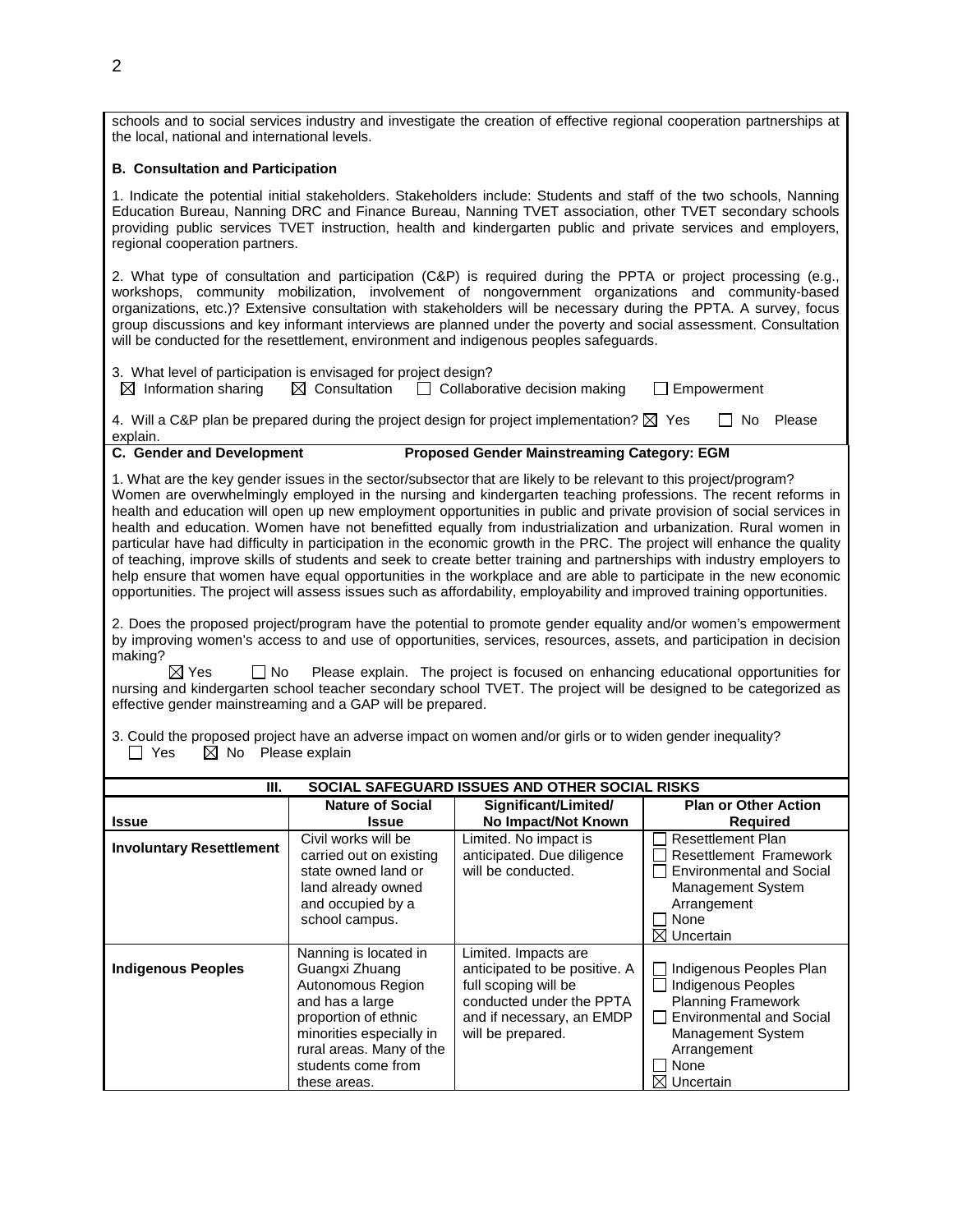schools and to social services industry and investigate the creation of effective regional cooperation partnerships at the local, national and international levels.

**B. Consultation and Participation**

1. Indicate the potential initial stakeholders. Stakeholders include: Students and staff of the two schools, Nanning Education Bureau, Nanning DRC and Finance Bureau, Nanning TVET association, other TVET secondary schools providing public services TVET instruction, health and kindergarten public and private services and employers, regional cooperation partners.

2. What type of consultation and participation (C&P) is required during the PPTA or project processing (e.g., workshops, community mobilization, involvement of nongovernment organizations and community-based organizations, etc.)? Extensive consultation with stakeholders will be necessary during the PPTA. A survey, focus group discussions and key informant interviews are planned under the poverty and social assessment. Consultation will be conducted for the resettlement, environment and indigenous peoples safeguards.

3. What level of participation is envisaged for project design?
☒ Information sharing ☒ Consultation ☐ Collaborative decision making ☐ Empowerment

4. Will a C&P plan be prepared during the project design for project implementation? ☒ Yes ☐ No Please explain.

**C. Gender and Development** **Proposed Gender Mainstreaming Category: EGM**

1. What are the key gender issues in the sector/subsector that are likely to be relevant to this project/program? Women are overwhelmingly employed in the nursing and kindergarten teaching professions. The recent reforms in health and education will open up new employment opportunities in public and private provision of social services in health and education. Women have not benefitted equally from industrialization and urbanization. Rural women in particular have had difficulty in participation in the economic growth in the PRC. The project will enhance the quality of teaching, improve skills of students and seek to create better training and partnerships with industry employers to help ensure that women have equal opportunities in the workplace and are able to participate in the new economic opportunities. The project will assess issues such as affordability, employability and improved training opportunities.

2. Does the proposed project/program have the potential to promote gender equality and/or women's empowerment by improving women's access to and use of opportunities, services, resources, assets, and participation in decision making?
☒ Yes ☐ No Please explain. The project is focused on enhancing educational opportunities for nursing and kindergarten school teacher secondary school TVET. The project will be designed to be categorized as effective gender mainstreaming and a GAP will be prepared.

3. Could the proposed project have an adverse impact on women and/or girls or to widen gender inequality?
☐ Yes ☒ No Please explain

**III. SOCIAL SAFEGUARD ISSUES AND OTHER SOCIAL RISKS**

| Issue | Nature of Social Issue | Significant/Limited/ No Impact/Not Known | Plan or Other Action Required |
|---|---|---|---|
| **Involuntary Resettlement** | Civil works will be carried out on existing state owned land or land already owned and occupied by a school campus. | Limited. No impact is anticipated. Due diligence will be conducted. | ☐ Resettlement Plan<br>☐ Resettlement Framework<br>☐ Environmental and Social Management System Arrangement<br>☐ None<br>☒ Uncertain |
| **Indigenous Peoples** | Nanning is located in Guangxi Zhuang Autonomous Region and has a large proportion of ethnic minorities especially in rural areas. Many of the students come from these areas. | Limited. Impacts are anticipated to be positive. A full scoping will be conducted under the PPTA and if necessary, an EMDP will be prepared. | ☐ Indigenous Peoples Plan<br>☐ Indigenous Peoples Planning Framework<br>☐ Environmental and Social Management System Arrangement<br>☐ None<br>☒ Uncertain |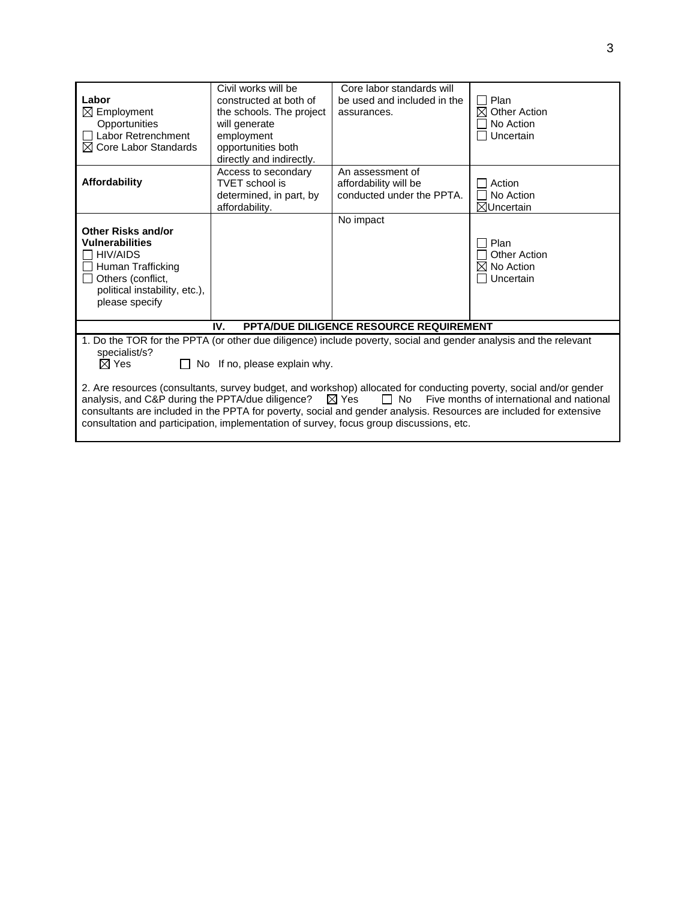| | | | |
|---|---|---|---|
| **Labor**<br>☒ Employment Opportunities<br>☐ Labor Retrenchment<br>☒ Core Labor Standards | Civil works will be constructed at both of the schools. The project will generate employment opportunities both directly and indirectly. | Core labor standards will be used and included in the assurances. | ☐ Plan<br>☒ Other Action<br>☐ No Action<br>☐ Uncertain |
| **Affordability** | Access to secondary TVET school is determined, in part, by affordability. | An assessment of affordability will be conducted under the PPTA. | ☐ Action<br>☐ No Action<br>☒Uncertain |
| **Other Risks and/or Vulnerabilities**<br>☐ HIV/AIDS<br>☐ Human Trafficking<br>☐ Others (conflict, political instability, etc.), please specify | | No impact | ☐ Plan<br>☐ Other Action<br>☒ No Action<br>☐ Uncertain |

**IV. PPTA/DUE DILIGENCE RESOURCE REQUIREMENT**

1. Do the TOR for the PPTA (or other due diligence) include poverty, social and gender analysis and the relevant specialist/s?
☒ Yes ☐ No If no, please explain why.

2. Are resources (consultants, survey budget, and workshop) allocated for conducting poverty, social and/or gender analysis, and C&P during the PPTA/due diligence? ☒ Yes ☐ No Five months of international and national consultants are included in the PPTA for poverty, social and gender analysis. Resources are included for extensive consultation and participation, implementation of survey, focus group discussions, etc.